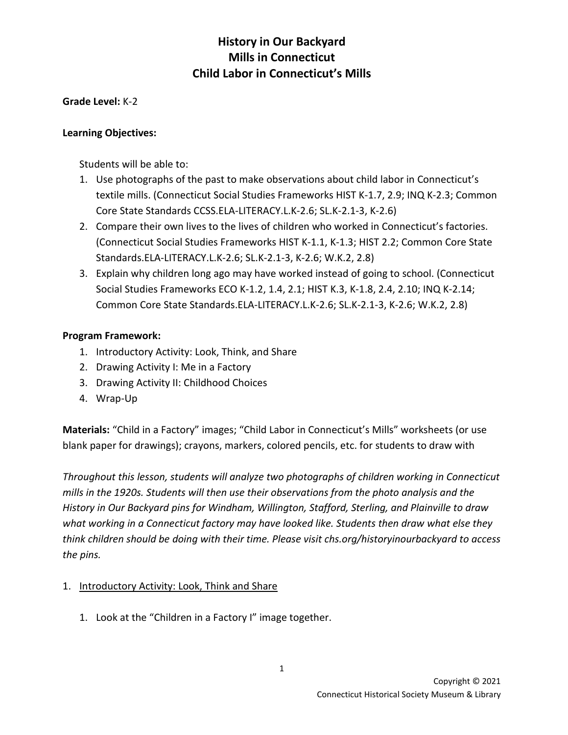# History in Our Backyard
# Mills in Connecticut
# Child Labor in Connecticut's Mills

**Grade Level:** K-2

**Learning Objectives:**

Students will be able to:

1. Use photographs of the past to make observations about child labor in Connecticut's textile mills. (Connecticut Social Studies Frameworks HIST K-1.7, 2.9; INQ K-2.3; Common Core State Standards CCSS.ELA-LITERACY.L.K-2.6; SL.K-2.1-3, K-2.6)
2. Compare their own lives to the lives of children who worked in Connecticut's factories. (Connecticut Social Studies Frameworks HIST K-1.1, K-1.3; HIST 2.2; Common Core State Standards.ELA-LITERACY.L.K-2.6; SL.K-2.1-3, K-2.6; W.K.2, 2.8)
3. Explain why children long ago may have worked instead of going to school. (Connecticut Social Studies Frameworks ECO K-1.2, 1.4, 2.1; HIST K.3, K-1.8, 2.4, 2.10; INQ K-2.14; Common Core State Standards.ELA-LITERACY.L.K-2.6; SL.K-2.1-3, K-2.6; W.K.2, 2.8)

**Program Framework:**

1. Introductory Activity: Look, Think, and Share
2. Drawing Activity I: Me in a Factory
3. Drawing Activity II: Childhood Choices
4. Wrap-Up

**Materials:** "Child in a Factory" images; "Child Labor in Connecticut's Mills" worksheets (or use blank paper for drawings); crayons, markers, colored pencils, etc. for students to draw with

*Throughout this lesson, students will analyze two photographs of children working in Connecticut mills in the 1920s. Students will then use their observations from the photo analysis and the History in Our Backyard pins for Windham, Willington, Stafford, Sterling, and Plainville to draw what working in a Connecticut factory may have looked like. Students then draw what else they think children should be doing with their time. Please visit chs.org/historyinourbackyard to access the pins.*

1. Introductory Activity: Look, Think and Share

   1. Look at the "Children in a Factory I" image together.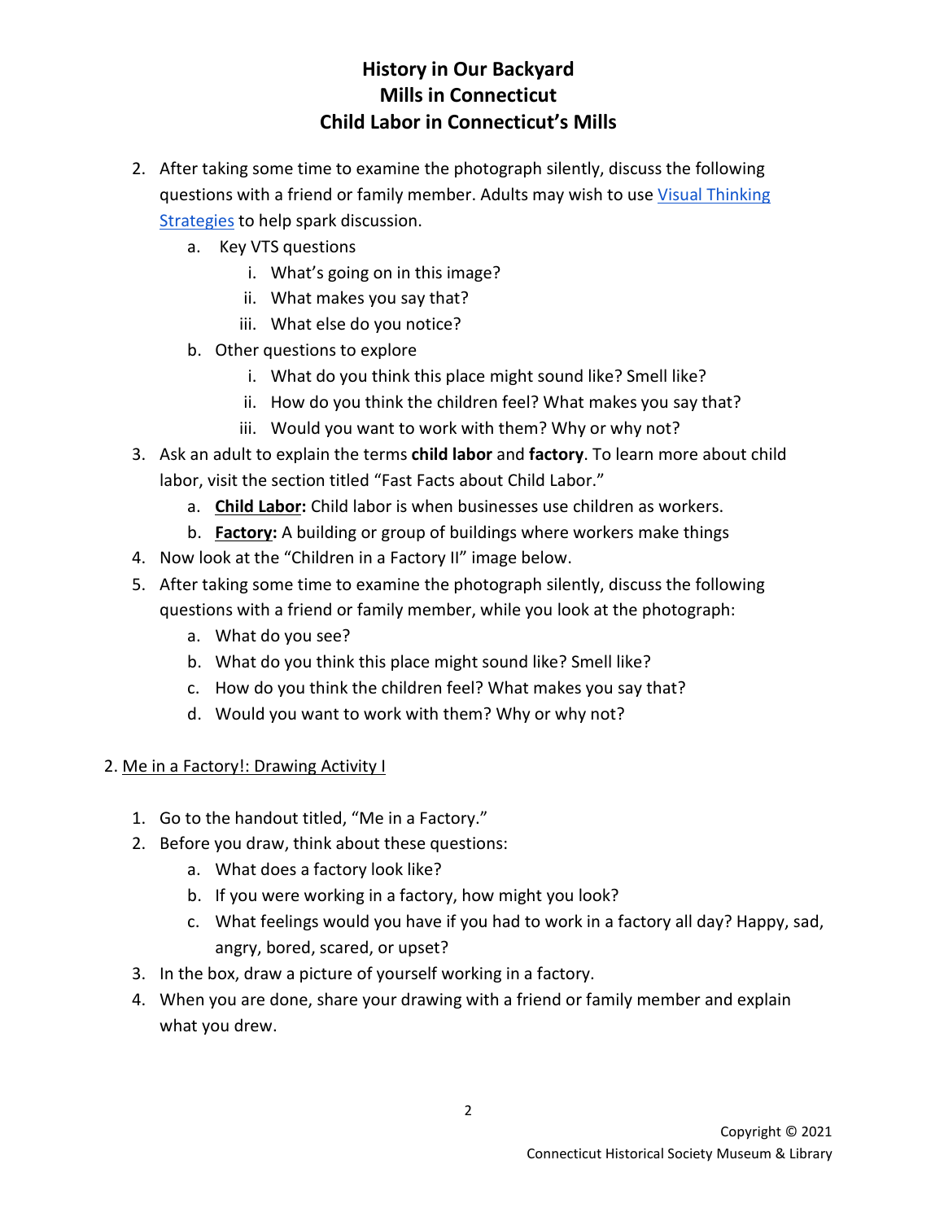# History in Our Backyard
# Mills in Connecticut
# Child Labor in Connecticut's Mills

2. After taking some time to examine the photograph silently, discuss the following questions with a friend or family member. Adults may wish to use [Visual Thinking Strategies]() to help spark discussion.
   a. Key VTS questions
      i. What's going on in this image?
      ii. What makes you say that?
      iii. What else do you notice?
   b. Other questions to explore
      i. What do you think this place might sound like? Smell like?
      ii. How do you think the children feel? What makes you say that?
      iii. Would you want to work with them? Why or why not?
3. Ask an adult to explain the terms **child labor** and **factory**. To learn more about child labor, visit the section titled "Fast Facts about Child Labor."
   a. **Child Labor:** Child labor is when businesses use children as workers.
   b. **Factory:** A building or group of buildings where workers make things
4. Now look at the "Children in a Factory II" image below.
5. After taking some time to examine the photograph silently, discuss the following questions with a friend or family member, while you look at the photograph:
   a. What do you see?
   b. What do you think this place might sound like? Smell like?
   c. How do you think the children feel? What makes you say that?
   d. Would you want to work with them? Why or why not?

2. Me in a Factory!: Drawing Activity I

1. Go to the handout titled, "Me in a Factory."
2. Before you draw, think about these questions:
   a. What does a factory look like?
   b. If you were working in a factory, how might you look?
   c. What feelings would you have if you had to work in a factory all day? Happy, sad, angry, bored, scared, or upset?
3. In the box, draw a picture of yourself working in a factory.
4. When you are done, share your drawing with a friend or family member and explain what you drew.

Copyright © 2021
Connecticut Historical Society Museum & Library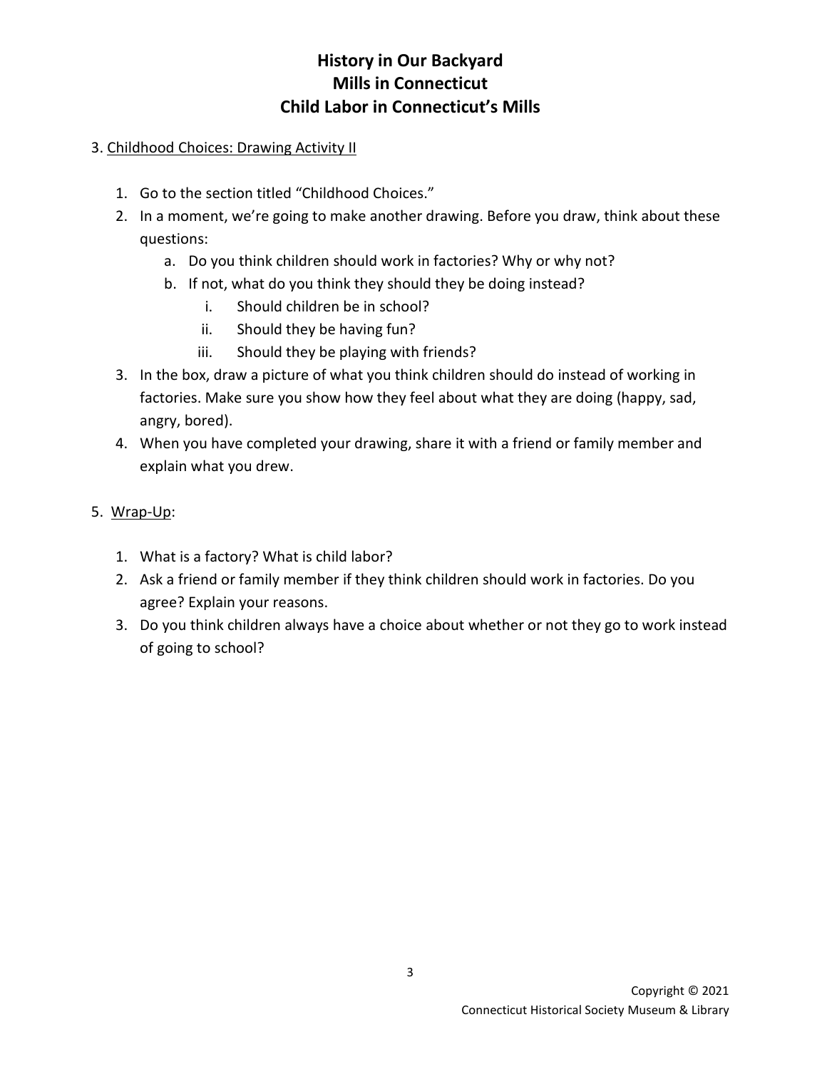# History in Our Backyard
# Mills in Connecticut
# Child Labor in Connecticut's Mills

3. Childhood Choices: Drawing Activity II

1. Go to the section titled "Childhood Choices."
2. In a moment, we're going to make another drawing. Before you draw, think about these questions:
   a. Do you think children should work in factories? Why or why not?
   b. If not, what do you think they should they be doing instead?
      i. Should children be in school?
      ii. Should they be having fun?
      iii. Should they be playing with friends?
3. In the box, draw a picture of what you think children should do instead of working in factories. Make sure you show how they feel about what they are doing (happy, sad, angry, bored).
4. When you have completed your drawing, share it with a friend or family member and explain what you drew.

5. Wrap-Up:

1. What is a factory? What is child labor?
2. Ask a friend or family member if they think children should work in factories. Do you agree? Explain your reasons.
3. Do you think children always have a choice about whether or not they go to work instead of going to school?

Copyright © 2021
Connecticut Historical Society Museum & Library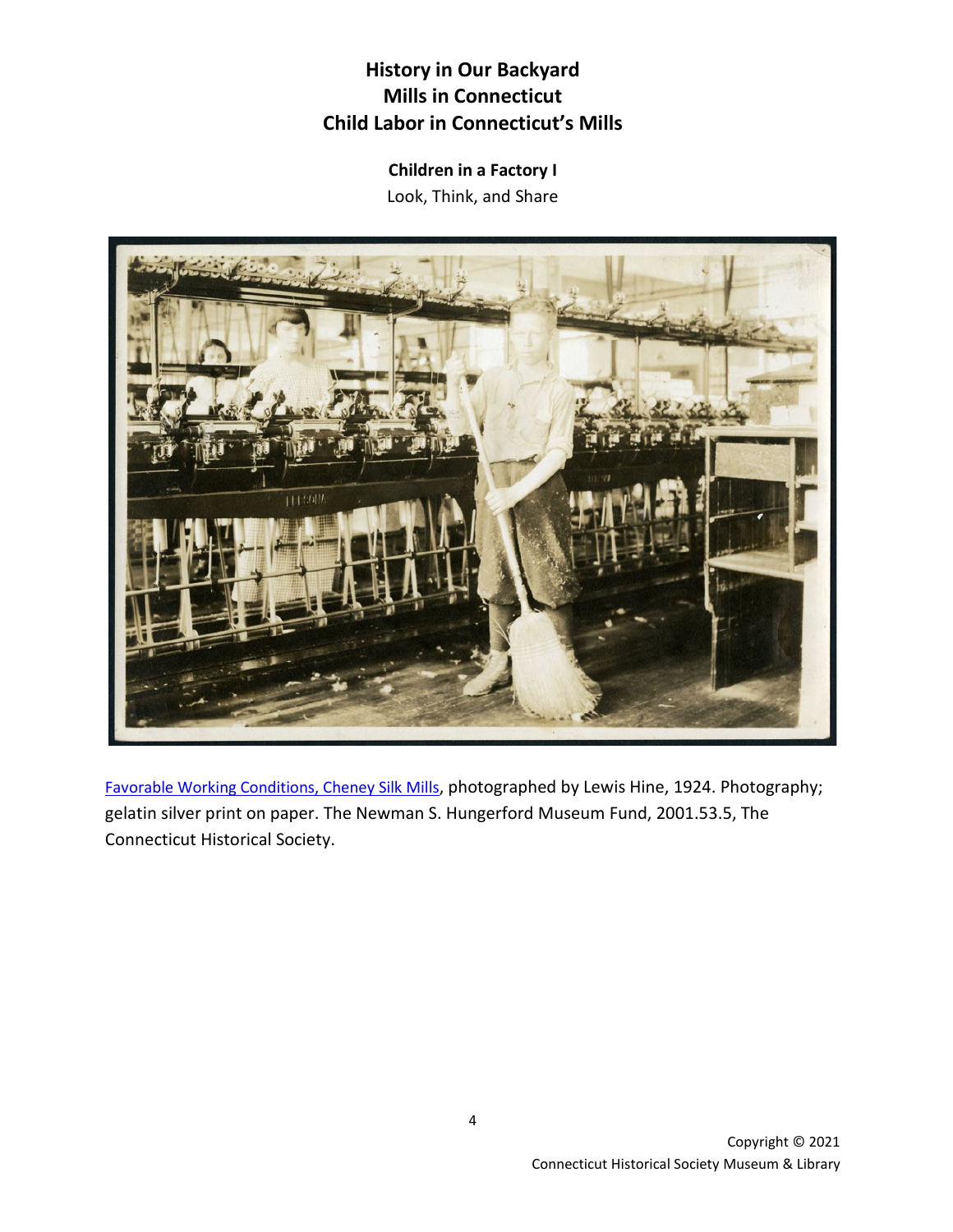# History in Our Backyard
# Mills in Connecticut
# Child Labor in Connecticut's Mills

**Children in a Factory I**

Look, Think, and Share

Favorable Working Conditions, Cheney Silk Mills, photographed by Lewis Hine, 1924. Photography; gelatin silver print on paper. The Newman S. Hungerford Museum Fund, 2001.53.5, The Connecticut Historical Society.

Copyright © 2021
Connecticut Historical Society Museum & Library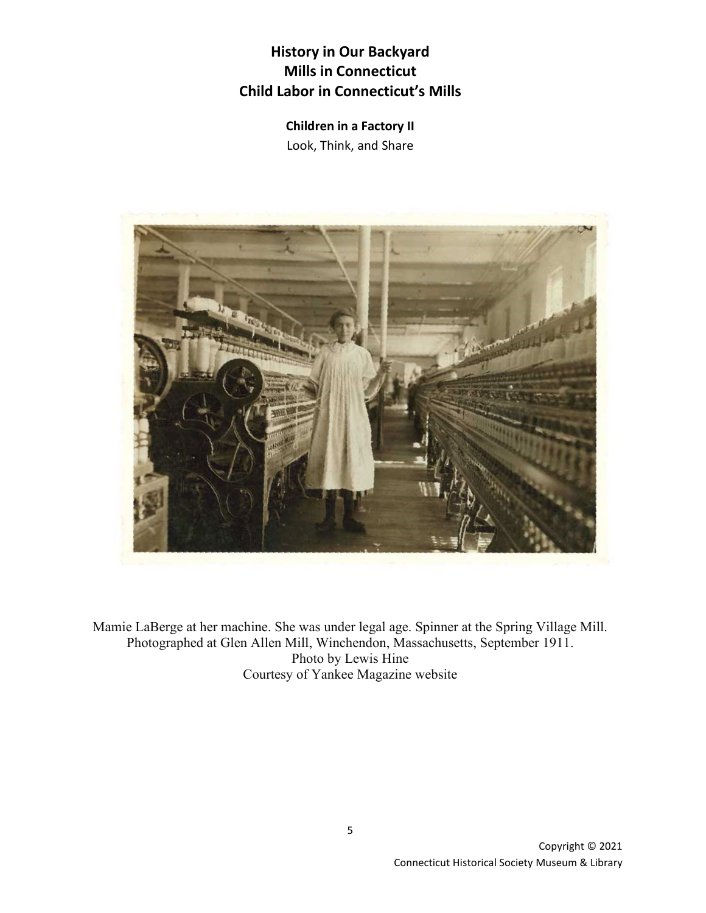# History in Our Backyard
# Mills in Connecticut
# Child Labor in Connecticut's Mills

### Children in a Factory II

Look, Think, and Share

Mamie LaBerge at her machine. She was under legal age. Spinner at the Spring Village Mill. Photographed at Glen Allen Mill, Winchendon, Massachusetts, September 1911.
Photo by Lewis Hine
Courtesy of Yankee Magazine website

Copyright © 2021
Connecticut Historical Society Museum & Library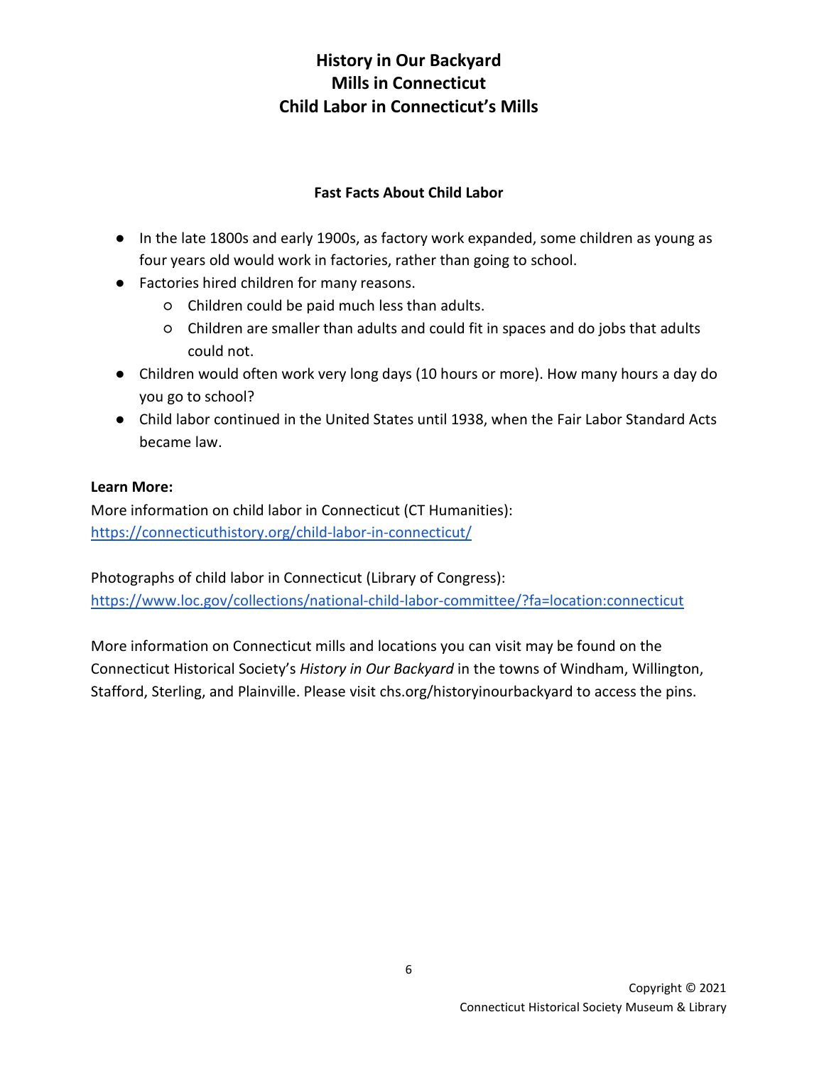# History in Our Backyard
# Mills in Connecticut
# Child Labor in Connecticut's Mills

### Fast Facts About Child Labor

- In the late 1800s and early 1900s, as factory work expanded, some children as young as four years old would work in factories, rather than going to school.
- Factories hired children for many reasons.
  - Children could be paid much less than adults.
  - Children are smaller than adults and could fit in spaces and do jobs that adults could not.
- Children would often work very long days (10 hours or more). How many hours a day do you go to school?
- Child labor continued in the United States until 1938, when the Fair Labor Standard Acts became law.

**Learn More:**

More information on child labor in Connecticut (CT Humanities):
https://connecticuthistory.org/child-labor-in-connecticut/

Photographs of child labor in Connecticut (Library of Congress):
https://www.loc.gov/collections/national-child-labor-committee/?fa=location:connecticut

More information on Connecticut mills and locations you can visit may be found on the Connecticut Historical Society's *History in Our Backyard* in the towns of Windham, Willington, Stafford, Sterling, and Plainville. Please visit chs.org/historyinourbackyard to access the pins.

Copyright © 2021
Connecticut Historical Society Museum & Library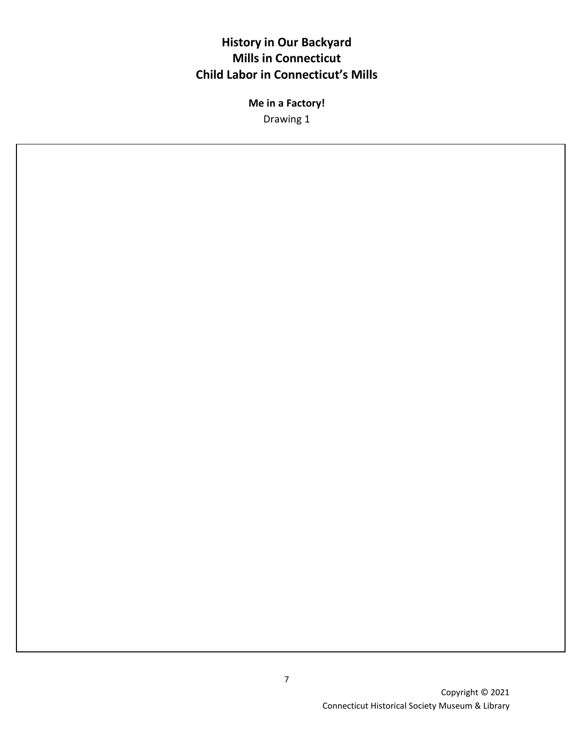# History in Our Backyard
# Mills in Connecticut
# Child Labor in Connecticut's Mills

**Me in a Factory!**

Drawing 1

Copyright © 2021
Connecticut Historical Society Museum & Library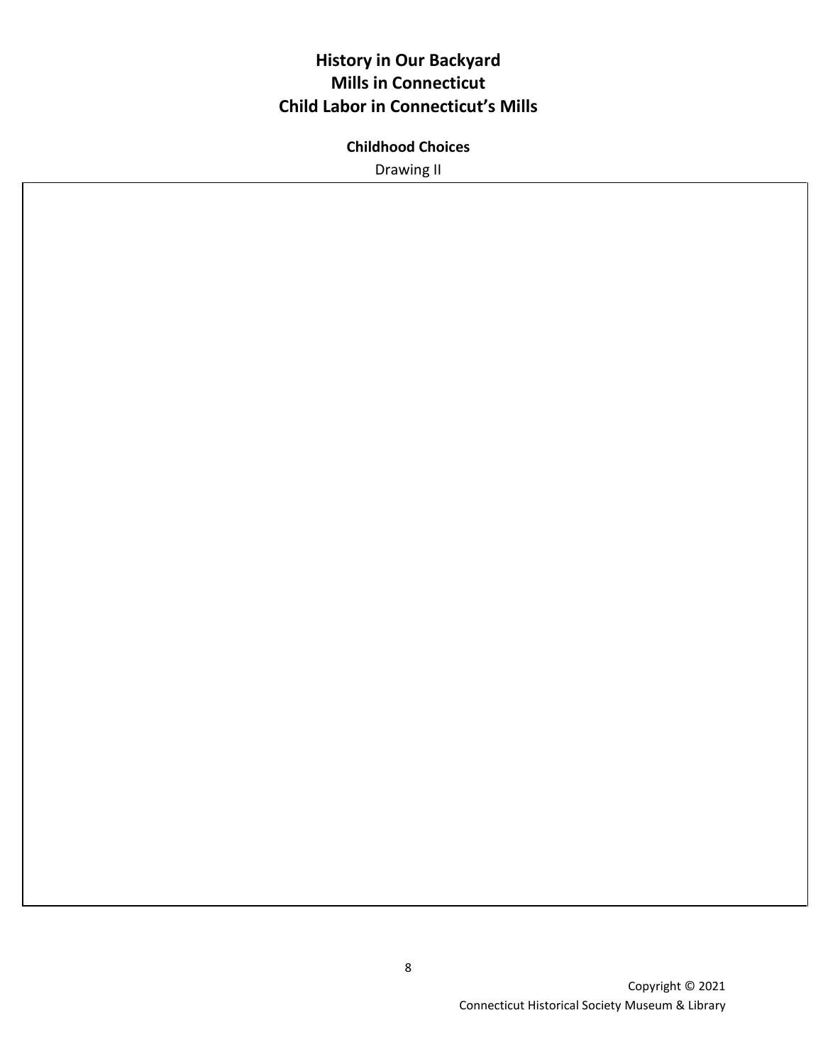# History in Our Backyard
# Mills in Connecticut
# Child Labor in Connecticut's Mills

**Childhood Choices**

Drawing II

Copyright © 2021
Connecticut Historical Society Museum & Library